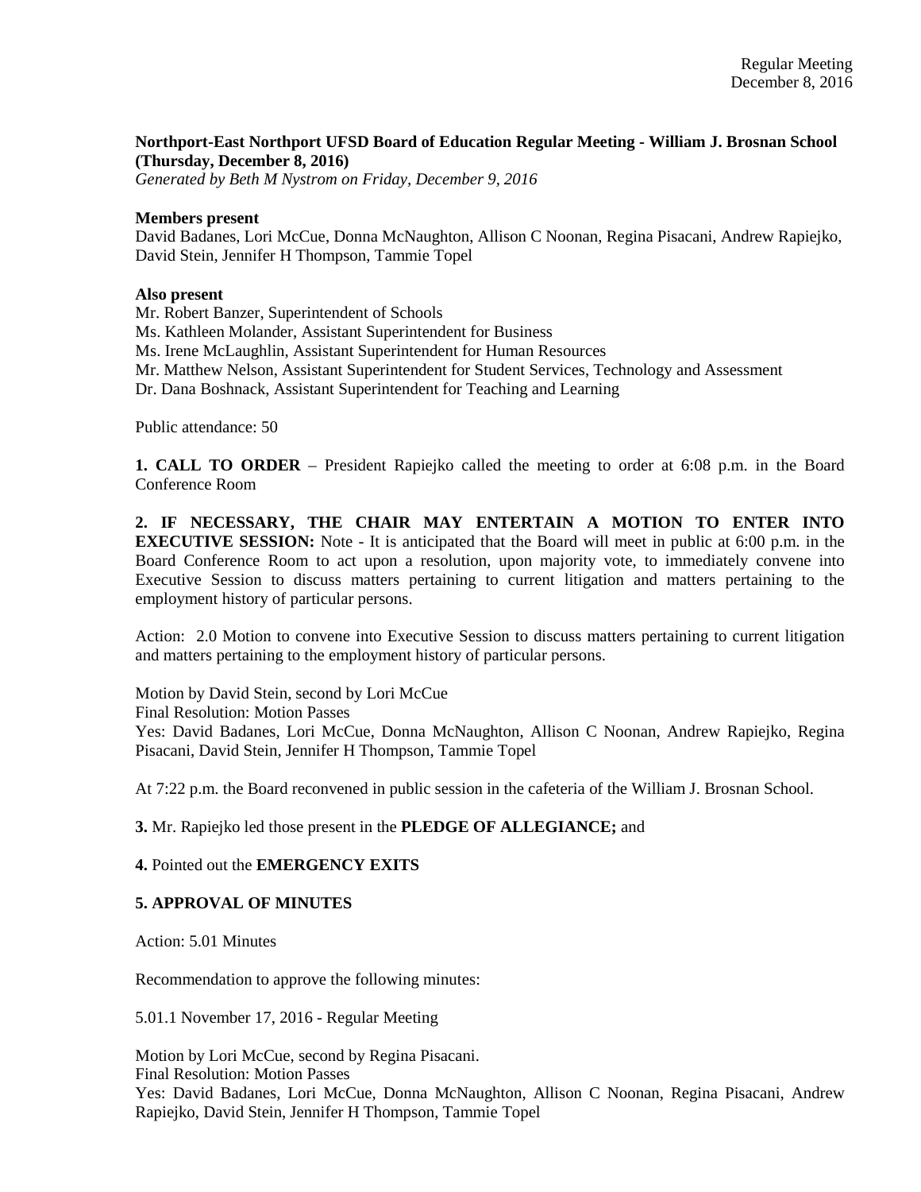**Northport-East Northport UFSD Board of Education Regular Meeting - William J. Brosnan School (Thursday, December 8, 2016)**

*Generated by Beth M Nystrom on Friday, December 9, 2016*

**Members present**

David Badanes, Lori McCue, Donna McNaughton, Allison C Noonan, Regina Pisacani, Andrew Rapiejko, David Stein, Jennifer H Thompson, Tammie Topel

**Also present**

Mr. Robert Banzer, Superintendent of Schools
Ms. Kathleen Molander, Assistant Superintendent for Business
Ms. Irene McLaughlin, Assistant Superintendent for Human Resources
Mr. Matthew Nelson, Assistant Superintendent for Student Services, Technology and Assessment
Dr. Dana Boshnack, Assistant Superintendent for Teaching and Learning

Public attendance: 50

**1. CALL TO ORDER** – President Rapiejko called the meeting to order at 6:08 p.m. in the Board Conference Room

**2. IF NECESSARY, THE CHAIR MAY ENTERTAIN A MOTION TO ENTER INTO EXECUTIVE SESSION:** Note - It is anticipated that the Board will meet in public at 6:00 p.m. in the Board Conference Room to act upon a resolution, upon majority vote, to immediately convene into Executive Session to discuss matters pertaining to current litigation and matters pertaining to the employment history of particular persons.

Action: 2.0 Motion to convene into Executive Session to discuss matters pertaining to current litigation and matters pertaining to the employment history of particular persons.

Motion by David Stein, second by Lori McCue
Final Resolution: Motion Passes
Yes: David Badanes, Lori McCue, Donna McNaughton, Allison C Noonan, Andrew Rapiejko, Regina Pisacani, David Stein, Jennifer H Thompson, Tammie Topel

At 7:22 p.m. the Board reconvened in public session in the cafeteria of the William J. Brosnan School.

**3.** Mr. Rapiejko led those present in the **PLEDGE OF ALLEGIANCE;** and

**4.** Pointed out the **EMERGENCY EXITS**

**5. APPROVAL OF MINUTES**

Action: 5.01 Minutes

Recommendation to approve the following minutes:

5.01.1 November 17, 2016 - Regular Meeting

Motion by Lori McCue, second by Regina Pisacani.
Final Resolution: Motion Passes
Yes: David Badanes, Lori McCue, Donna McNaughton, Allison C Noonan, Regina Pisacani, Andrew Rapiejko, David Stein, Jennifer H Thompson, Tammie Topel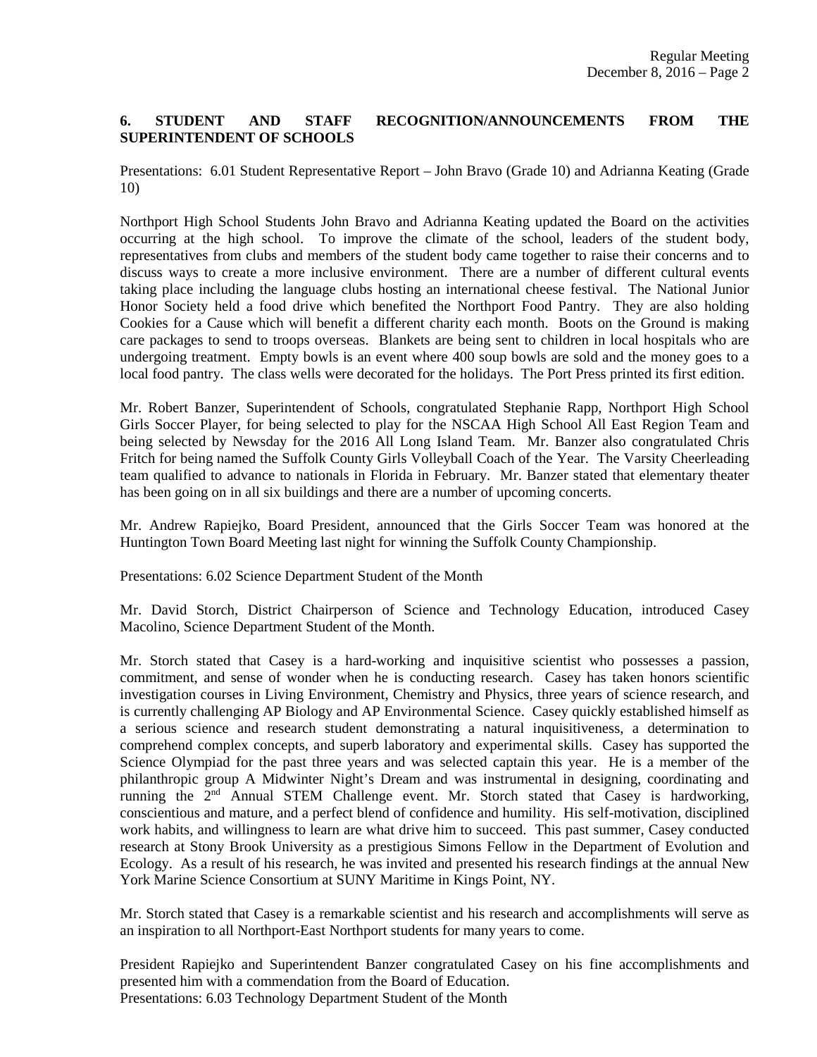**6. STUDENT AND STAFF RECOGNITION/ANNOUNCEMENTS FROM THE SUPERINTENDENT OF SCHOOLS**

Presentations: 6.01 Student Representative Report – John Bravo (Grade 10) and Adrianna Keating (Grade 10)

Northport High School Students John Bravo and Adrianna Keating updated the Board on the activities occurring at the high school. To improve the climate of the school, leaders of the student body, representatives from clubs and members of the student body came together to raise their concerns and to discuss ways to create a more inclusive environment. There are a number of different cultural events taking place including the language clubs hosting an international cheese festival. The National Junior Honor Society held a food drive which benefited the Northport Food Pantry. They are also holding Cookies for a Cause which will benefit a different charity each month. Boots on the Ground is making care packages to send to troops overseas. Blankets are being sent to children in local hospitals who are undergoing treatment. Empty bowls is an event where 400 soup bowls are sold and the money goes to a local food pantry. The class wells were decorated for the holidays. The Port Press printed its first edition.

Mr. Robert Banzer, Superintendent of Schools, congratulated Stephanie Rapp, Northport High School Girls Soccer Player, for being selected to play for the NSCAA High School All East Region Team and being selected by Newsday for the 2016 All Long Island Team. Mr. Banzer also congratulated Chris Fritch for being named the Suffolk County Girls Volleyball Coach of the Year. The Varsity Cheerleading team qualified to advance to nationals in Florida in February. Mr. Banzer stated that elementary theater has been going on in all six buildings and there are a number of upcoming concerts.

Mr. Andrew Rapiejko, Board President, announced that the Girls Soccer Team was honored at the Huntington Town Board Meeting last night for winning the Suffolk County Championship.

Presentations: 6.02 Science Department Student of the Month

Mr. David Storch, District Chairperson of Science and Technology Education, introduced Casey Macolino, Science Department Student of the Month.

Mr. Storch stated that Casey is a hard-working and inquisitive scientist who possesses a passion, commitment, and sense of wonder when he is conducting research. Casey has taken honors scientific investigation courses in Living Environment, Chemistry and Physics, three years of science research, and is currently challenging AP Biology and AP Environmental Science. Casey quickly established himself as a serious science and research student demonstrating a natural inquisitiveness, a determination to comprehend complex concepts, and superb laboratory and experimental skills. Casey has supported the Science Olympiad for the past three years and was selected captain this year. He is a member of the philanthropic group A Midwinter Night's Dream and was instrumental in designing, coordinating and running the 2nd Annual STEM Challenge event. Mr. Storch stated that Casey is hardworking, conscientious and mature, and a perfect blend of confidence and humility. His self-motivation, disciplined work habits, and willingness to learn are what drive him to succeed. This past summer, Casey conducted research at Stony Brook University as a prestigious Simons Fellow in the Department of Evolution and Ecology. As a result of his research, he was invited and presented his research findings at the annual New York Marine Science Consortium at SUNY Maritime in Kings Point, NY.

Mr. Storch stated that Casey is a remarkable scientist and his research and accomplishments will serve as an inspiration to all Northport-East Northport students for many years to come.

President Rapiejko and Superintendent Banzer congratulated Casey on his fine accomplishments and presented him with a commendation from the Board of Education.

Presentations: 6.03 Technology Department Student of the Month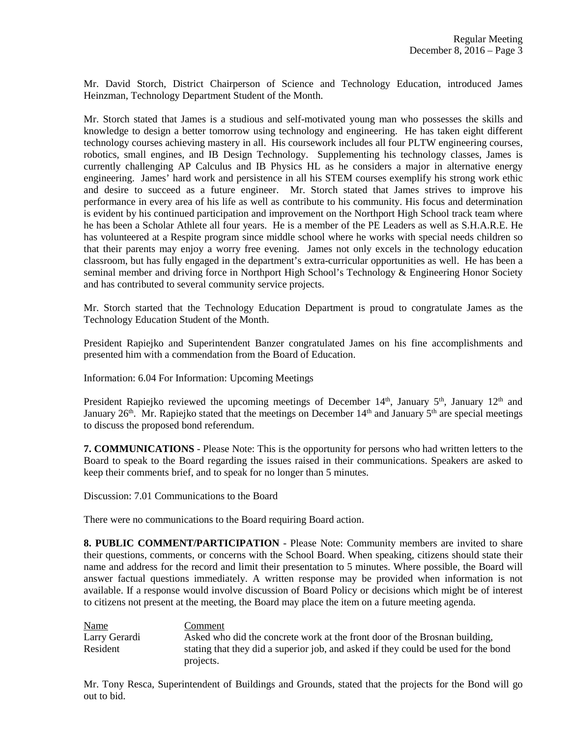Mr. David Storch, District Chairperson of Science and Technology Education, introduced James Heinzman, Technology Department Student of the Month.

Mr. Storch stated that James is a studious and self-motivated young man who possesses the skills and knowledge to design a better tomorrow using technology and engineering. He has taken eight different technology courses achieving mastery in all. His coursework includes all four PLTW engineering courses, robotics, small engines, and IB Design Technology. Supplementing his technology classes, James is currently challenging AP Calculus and IB Physics HL as he considers a major in alternative energy engineering. James' hard work and persistence in all his STEM courses exemplify his strong work ethic and desire to succeed as a future engineer. Mr. Storch stated that James strives to improve his performance in every area of his life as well as contribute to his community. His focus and determination is evident by his continued participation and improvement on the Northport High School track team where he has been a Scholar Athlete all four years. He is a member of the PE Leaders as well as S.H.A.R.E. He has volunteered at a Respite program since middle school where he works with special needs children so that their parents may enjoy a worry free evening. James not only excels in the technology education classroom, but has fully engaged in the department's extra-curricular opportunities as well. He has been a seminal member and driving force in Northport High School's Technology & Engineering Honor Society and has contributed to several community service projects.

Mr. Storch started that the Technology Education Department is proud to congratulate James as the Technology Education Student of the Month.

President Rapiejko and Superintendent Banzer congratulated James on his fine accomplishments and presented him with a commendation from the Board of Education.

Information: 6.04 For Information: Upcoming Meetings

President Rapiejko reviewed the upcoming meetings of December 14th, January 5th, January 12th and January 26th. Mr. Rapiejko stated that the meetings on December 14th and January 5th are special meetings to discuss the proposed bond referendum.

**7. COMMUNICATIONS** - Please Note: This is the opportunity for persons who had written letters to the Board to speak to the Board regarding the issues raised in their communications. Speakers are asked to keep their comments brief, and to speak for no longer than 5 minutes.

Discussion: 7.01 Communications to the Board

There were no communications to the Board requiring Board action.

**8. PUBLIC COMMENT/PARTICIPATION** - Please Note: Community members are invited to share their questions, comments, or concerns with the School Board. When speaking, citizens should state their name and address for the record and limit their presentation to 5 minutes. Where possible, the Board will answer factual questions immediately. A written response may be provided when information is not available. If a response would involve discussion of Board Policy or decisions which might be of interest to citizens not present at the meeting, the Board may place the item on a future meeting agenda.

| Name | Comment |
|---|---|
| Larry Gerardi<br>Resident | Asked who did the concrete work at the front door of the Brosnan building, stating that they did a superior job, and asked if they could be used for the bond projects. |

Mr. Tony Resca, Superintendent of Buildings and Grounds, stated that the projects for the Bond will go out to bid.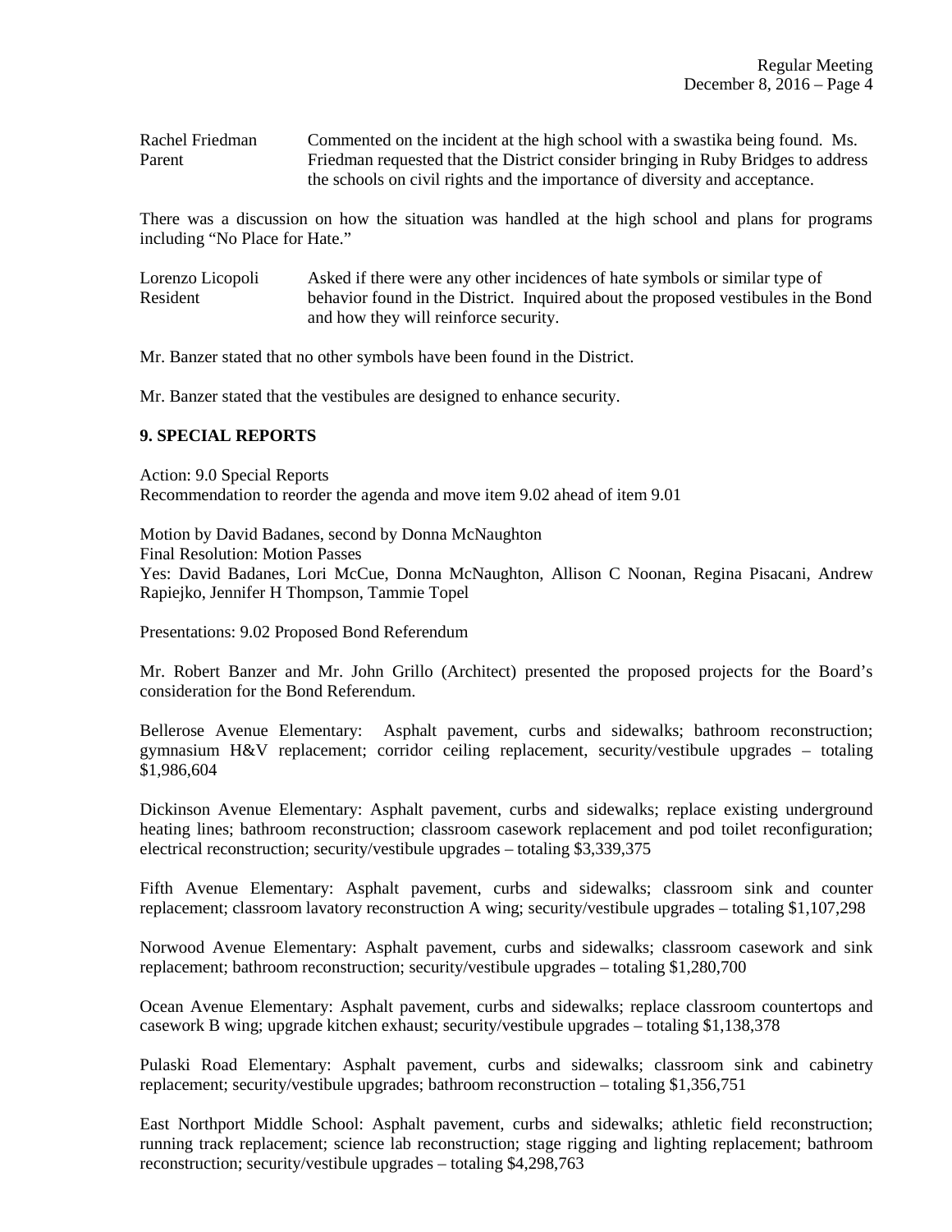Rachel Friedman
Parent

Commented on the incident at the high school with a swastika being found. Ms. Friedman requested that the District consider bringing in Ruby Bridges to address the schools on civil rights and the importance of diversity and acceptance.

There was a discussion on how the situation was handled at the high school and plans for programs including "No Place for Hate."

Lorenzo Licopoli
Resident

Asked if there were any other incidences of hate symbols or similar type of behavior found in the District. Inquired about the proposed vestibules in the Bond and how they will reinforce security.

Mr. Banzer stated that no other symbols have been found in the District.

Mr. Banzer stated that the vestibules are designed to enhance security.

**9. SPECIAL REPORTS**

Action: 9.0 Special Reports
Recommendation to reorder the agenda and move item 9.02 ahead of item 9.01

Motion by David Badanes, second by Donna McNaughton
Final Resolution: Motion Passes
Yes: David Badanes, Lori McCue, Donna McNaughton, Allison C Noonan, Regina Pisacani, Andrew Rapiejko, Jennifer H Thompson, Tammie Topel

Presentations: 9.02 Proposed Bond Referendum

Mr. Robert Banzer and Mr. John Grillo (Architect) presented the proposed projects for the Board's consideration for the Bond Referendum.

Bellerose Avenue Elementary: Asphalt pavement, curbs and sidewalks; bathroom reconstruction; gymnasium H&V replacement; corridor ceiling replacement, security/vestibule upgrades – totaling $1,986,604

Dickinson Avenue Elementary: Asphalt pavement, curbs and sidewalks; replace existing underground heating lines; bathroom reconstruction; classroom casework replacement and pod toilet reconfiguration; electrical reconstruction; security/vestibule upgrades – totaling $3,339,375

Fifth Avenue Elementary: Asphalt pavement, curbs and sidewalks; classroom sink and counter replacement; classroom lavatory reconstruction A wing; security/vestibule upgrades – totaling $1,107,298

Norwood Avenue Elementary: Asphalt pavement, curbs and sidewalks; classroom casework and sink replacement; bathroom reconstruction; security/vestibule upgrades – totaling $1,280,700

Ocean Avenue Elementary: Asphalt pavement, curbs and sidewalks; replace classroom countertops and casework B wing; upgrade kitchen exhaust; security/vestibule upgrades – totaling $1,138,378

Pulaski Road Elementary: Asphalt pavement, curbs and sidewalks; classroom sink and cabinetry replacement; security/vestibule upgrades; bathroom reconstruction – totaling $1,356,751

East Northport Middle School: Asphalt pavement, curbs and sidewalks; athletic field reconstruction; running track replacement; science lab reconstruction; stage rigging and lighting replacement; bathroom reconstruction; security/vestibule upgrades – totaling $4,298,763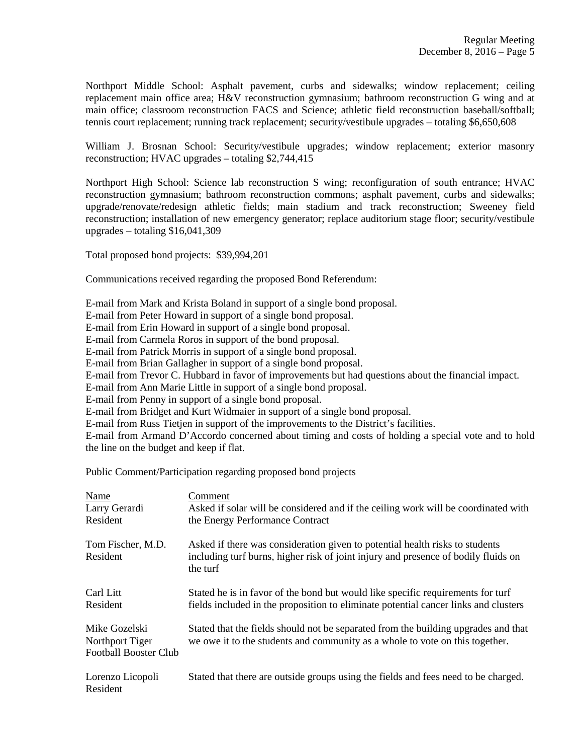Northport Middle School: Asphalt pavement, curbs and sidewalks; window replacement; ceiling replacement main office area; H&V reconstruction gymnasium; bathroom reconstruction G wing and at main office; classroom reconstruction FACS and Science; athletic field reconstruction baseball/softball; tennis court replacement; running track replacement; security/vestibule upgrades – totaling $6,650,608

William J. Brosnan School: Security/vestibule upgrades; window replacement; exterior masonry reconstruction; HVAC upgrades – totaling $2,744,415

Northport High School: Science lab reconstruction S wing; reconfiguration of south entrance; HVAC reconstruction gymnasium; bathroom reconstruction commons; asphalt pavement, curbs and sidewalks; upgrade/renovate/redesign athletic fields; main stadium and track reconstruction; Sweeney field reconstruction; installation of new emergency generator; replace auditorium stage floor; security/vestibule upgrades – totaling $16,041,309

Total proposed bond projects: $39,994,201

Communications received regarding the proposed Bond Referendum:

E-mail from Mark and Krista Boland in support of a single bond proposal.
E-mail from Peter Howard in support of a single bond proposal.
E-mail from Erin Howard in support of a single bond proposal.
E-mail from Carmela Roros in support of the bond proposal.
E-mail from Patrick Morris in support of a single bond proposal.
E-mail from Brian Gallagher in support of a single bond proposal.
E-mail from Trevor C. Hubbard in favor of improvements but had questions about the financial impact.
E-mail from Ann Marie Little in support of a single bond proposal.
E-mail from Penny in support of a single bond proposal.
E-mail from Bridget and Kurt Widmaier in support of a single bond proposal.
E-mail from Russ Tietjen in support of the improvements to the District's facilities.
E-mail from Armand D'Accordo concerned about timing and costs of holding a special vote and to hold the line on the budget and keep if flat.

Public Comment/Participation regarding proposed bond projects

| Name | Comment |
|---|---|
| Larry Gerardi<br>Resident | Asked if solar will be considered and if the ceiling work will be coordinated with the Energy Performance Contract |
| Tom Fischer, M.D.<br>Resident | Asked if there was consideration given to potential health risks to students including turf burns, higher risk of joint injury and presence of bodily fluids on the turf |
| Carl Litt<br>Resident | Stated he is in favor of the bond but would like specific requirements for turf fields included in the proposition to eliminate potential cancer links and clusters |
| Mike Gozelski<br>Northport Tiger Football Booster Club | Stated that the fields should not be separated from the building upgrades and that we owe it to the students and community as a whole to vote on this together. |
| Lorenzo Licopoli<br>Resident | Stated that there are outside groups using the fields and fees need to be charged. |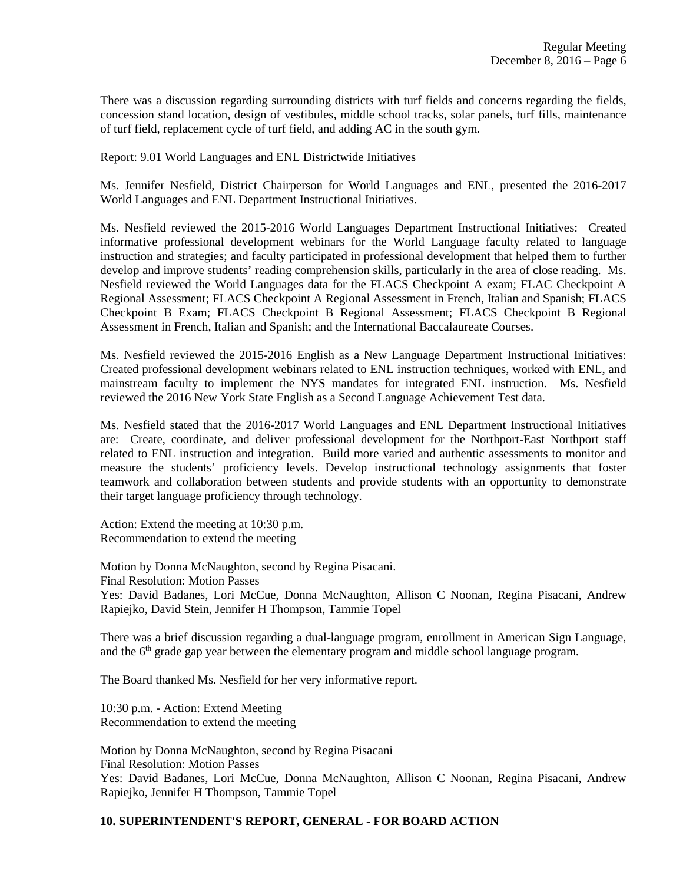There was a discussion regarding surrounding districts with turf fields and concerns regarding the fields, concession stand location, design of vestibules, middle school tracks, solar panels, turf fills, maintenance of turf field, replacement cycle of turf field, and adding AC in the south gym.

Report: 9.01 World Languages and ENL Districtwide Initiatives

Ms. Jennifer Nesfield, District Chairperson for World Languages and ENL, presented the 2016-2017 World Languages and ENL Department Instructional Initiatives.

Ms. Nesfield reviewed the 2015-2016 World Languages Department Instructional Initiatives: Created informative professional development webinars for the World Language faculty related to language instruction and strategies; and faculty participated in professional development that helped them to further develop and improve students' reading comprehension skills, particularly in the area of close reading. Ms. Nesfield reviewed the World Languages data for the FLACS Checkpoint A exam; FLAC Checkpoint A Regional Assessment; FLACS Checkpoint A Regional Assessment in French, Italian and Spanish; FLACS Checkpoint B Exam; FLACS Checkpoint B Regional Assessment; FLACS Checkpoint B Regional Assessment in French, Italian and Spanish; and the International Baccalaureate Courses.

Ms. Nesfield reviewed the 2015-2016 English as a New Language Department Instructional Initiatives: Created professional development webinars related to ENL instruction techniques, worked with ENL, and mainstream faculty to implement the NYS mandates for integrated ENL instruction. Ms. Nesfield reviewed the 2016 New York State English as a Second Language Achievement Test data.

Ms. Nesfield stated that the 2016-2017 World Languages and ENL Department Instructional Initiatives are: Create, coordinate, and deliver professional development for the Northport-East Northport staff related to ENL instruction and integration. Build more varied and authentic assessments to monitor and measure the students' proficiency levels. Develop instructional technology assignments that foster teamwork and collaboration between students and provide students with an opportunity to demonstrate their target language proficiency through technology.

Action: Extend the meeting at 10:30 p.m.
Recommendation to extend the meeting

Motion by Donna McNaughton, second by Regina Pisacani.
Final Resolution: Motion Passes
Yes: David Badanes, Lori McCue, Donna McNaughton, Allison C Noonan, Regina Pisacani, Andrew Rapiejko, David Stein, Jennifer H Thompson, Tammie Topel

There was a brief discussion regarding a dual-language program, enrollment in American Sign Language, and the 6th grade gap year between the elementary program and middle school language program.

The Board thanked Ms. Nesfield for her very informative report.

10:30 p.m. - Action: Extend Meeting
Recommendation to extend the meeting

Motion by Donna McNaughton, second by Regina Pisacani
Final Resolution: Motion Passes
Yes: David Badanes, Lori McCue, Donna McNaughton, Allison C Noonan, Regina Pisacani, Andrew Rapiejko, Jennifer H Thompson, Tammie Topel

**10. SUPERINTENDENT'S REPORT, GENERAL - FOR BOARD ACTION**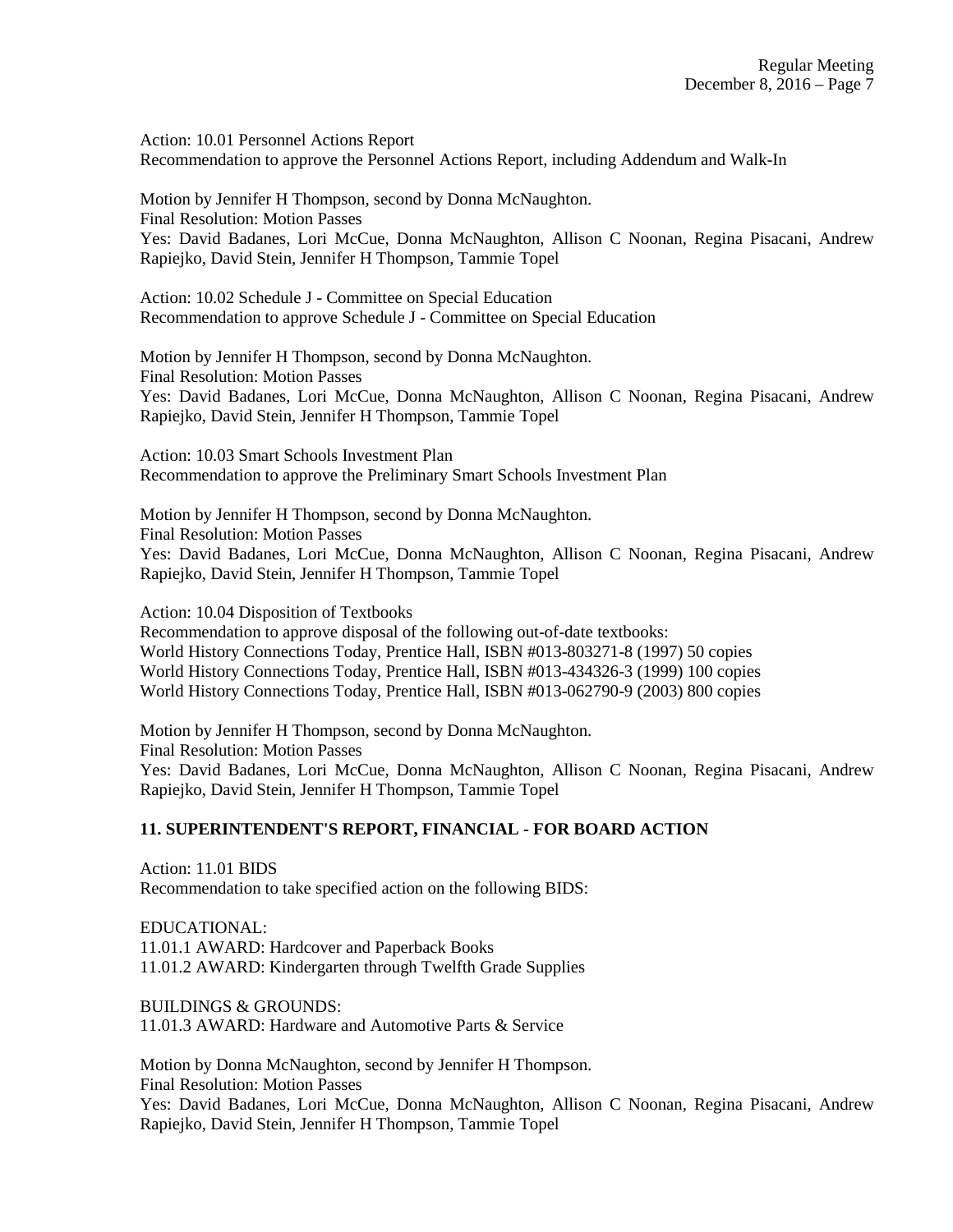Action: 10.01 Personnel Actions Report
Recommendation to approve the Personnel Actions Report, including Addendum and Walk-In

Motion by Jennifer H Thompson, second by Donna McNaughton.
Final Resolution: Motion Passes
Yes: David Badanes, Lori McCue, Donna McNaughton, Allison C Noonan, Regina Pisacani, Andrew Rapiejko, David Stein, Jennifer H Thompson, Tammie Topel

Action: 10.02 Schedule J - Committee on Special Education
Recommendation to approve Schedule J - Committee on Special Education

Motion by Jennifer H Thompson, second by Donna McNaughton.
Final Resolution: Motion Passes
Yes: David Badanes, Lori McCue, Donna McNaughton, Allison C Noonan, Regina Pisacani, Andrew Rapiejko, David Stein, Jennifer H Thompson, Tammie Topel

Action: 10.03 Smart Schools Investment Plan
Recommendation to approve the Preliminary Smart Schools Investment Plan

Motion by Jennifer H Thompson, second by Donna McNaughton.
Final Resolution: Motion Passes
Yes: David Badanes, Lori McCue, Donna McNaughton, Allison C Noonan, Regina Pisacani, Andrew Rapiejko, David Stein, Jennifer H Thompson, Tammie Topel

Action: 10.04 Disposition of Textbooks
Recommendation to approve disposal of the following out-of-date textbooks:
World History Connections Today, Prentice Hall, ISBN #013-803271-8 (1997) 50 copies
World History Connections Today, Prentice Hall, ISBN #013-434326-3 (1999) 100 copies
World History Connections Today, Prentice Hall, ISBN #013-062790-9 (2003) 800 copies

Motion by Jennifer H Thompson, second by Donna McNaughton.
Final Resolution: Motion Passes
Yes: David Badanes, Lori McCue, Donna McNaughton, Allison C Noonan, Regina Pisacani, Andrew Rapiejko, David Stein, Jennifer H Thompson, Tammie Topel

**11. SUPERINTENDENT'S REPORT, FINANCIAL - FOR BOARD ACTION**

Action: 11.01 BIDS
Recommendation to take specified action on the following BIDS:

EDUCATIONAL:
11.01.1 AWARD: Hardcover and Paperback Books
11.01.2 AWARD: Kindergarten through Twelfth Grade Supplies

BUILDINGS & GROUNDS:
11.01.3 AWARD: Hardware and Automotive Parts & Service

Motion by Donna McNaughton, second by Jennifer H Thompson.
Final Resolution: Motion Passes
Yes: David Badanes, Lori McCue, Donna McNaughton, Allison C Noonan, Regina Pisacani, Andrew Rapiejko, David Stein, Jennifer H Thompson, Tammie Topel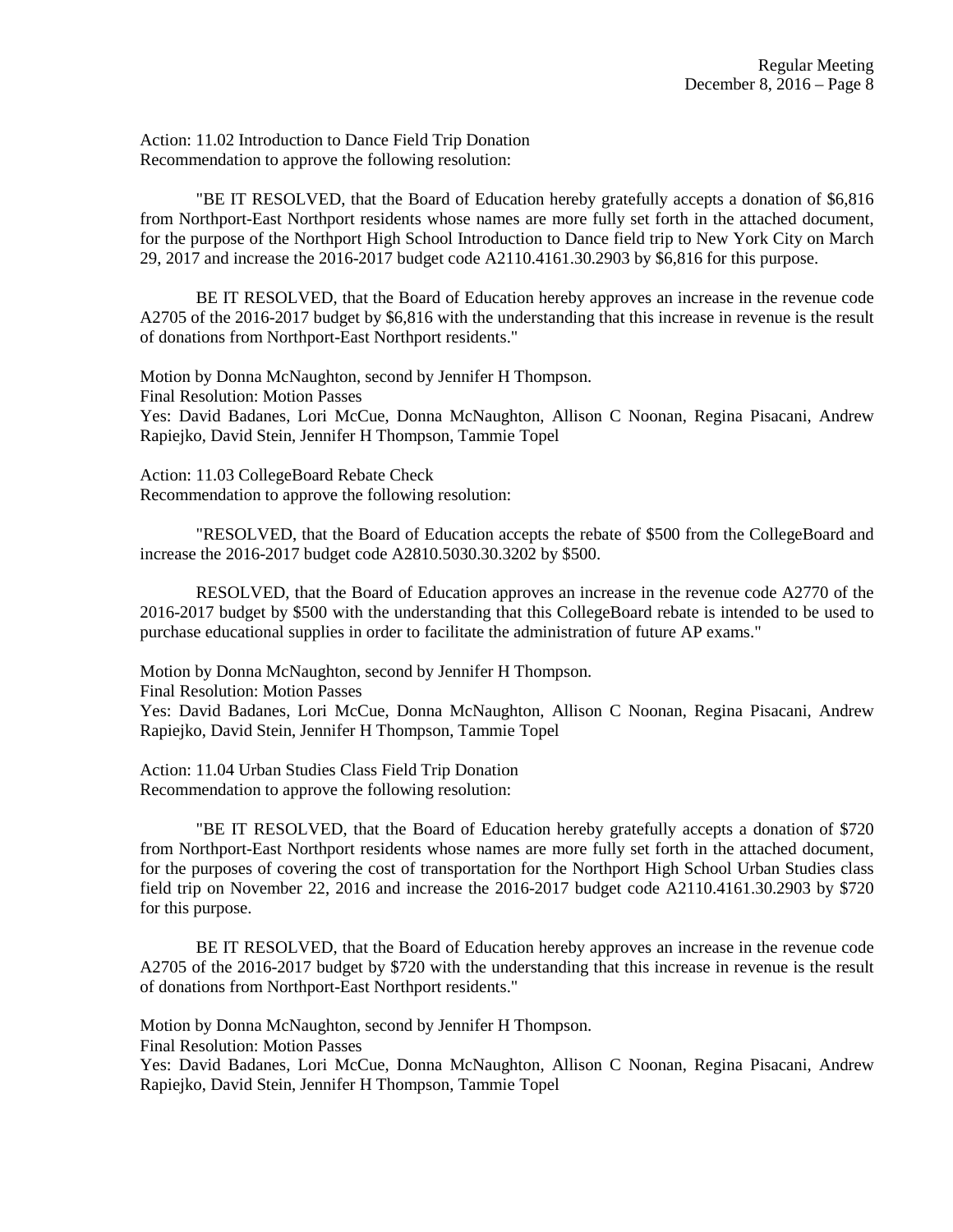Action: 11.02 Introduction to Dance Field Trip Donation
Recommendation to approve the following resolution:

"BE IT RESOLVED, that the Board of Education hereby gratefully accepts a donation of $6,816 from Northport-East Northport residents whose names are more fully set forth in the attached document, for the purpose of the Northport High School Introduction to Dance field trip to New York City on March 29, 2017 and increase the 2016-2017 budget code A2110.4161.30.2903 by $6,816 for this purpose.

BE IT RESOLVED, that the Board of Education hereby approves an increase in the revenue code A2705 of the 2016-2017 budget by $6,816 with the understanding that this increase in revenue is the result of donations from Northport-East Northport residents."

Motion by Donna McNaughton, second by Jennifer H Thompson.
Final Resolution: Motion Passes
Yes: David Badanes, Lori McCue, Donna McNaughton, Allison C Noonan, Regina Pisacani, Andrew Rapiejko, David Stein, Jennifer H Thompson, Tammie Topel

Action: 11.03 CollegeBoard Rebate Check
Recommendation to approve the following resolution:

"RESOLVED, that the Board of Education accepts the rebate of $500 from the CollegeBoard and increase the 2016-2017 budget code A2810.5030.30.3202 by $500.

RESOLVED, that the Board of Education approves an increase in the revenue code A2770 of the 2016-2017 budget by $500 with the understanding that this CollegeBoard rebate is intended to be used to purchase educational supplies in order to facilitate the administration of future AP exams."

Motion by Donna McNaughton, second by Jennifer H Thompson.
Final Resolution: Motion Passes
Yes: David Badanes, Lori McCue, Donna McNaughton, Allison C Noonan, Regina Pisacani, Andrew Rapiejko, David Stein, Jennifer H Thompson, Tammie Topel

Action: 11.04 Urban Studies Class Field Trip Donation
Recommendation to approve the following resolution:

"BE IT RESOLVED, that the Board of Education hereby gratefully accepts a donation of $720 from Northport-East Northport residents whose names are more fully set forth in the attached document, for the purposes of covering the cost of transportation for the Northport High School Urban Studies class field trip on November 22, 2016 and increase the 2016-2017 budget code A2110.4161.30.2903 by $720 for this purpose.

BE IT RESOLVED, that the Board of Education hereby approves an increase in the revenue code A2705 of the 2016-2017 budget by $720 with the understanding that this increase in revenue is the result of donations from Northport-East Northport residents."

Motion by Donna McNaughton, second by Jennifer H Thompson.
Final Resolution: Motion Passes
Yes: David Badanes, Lori McCue, Donna McNaughton, Allison C Noonan, Regina Pisacani, Andrew Rapiejko, David Stein, Jennifer H Thompson, Tammie Topel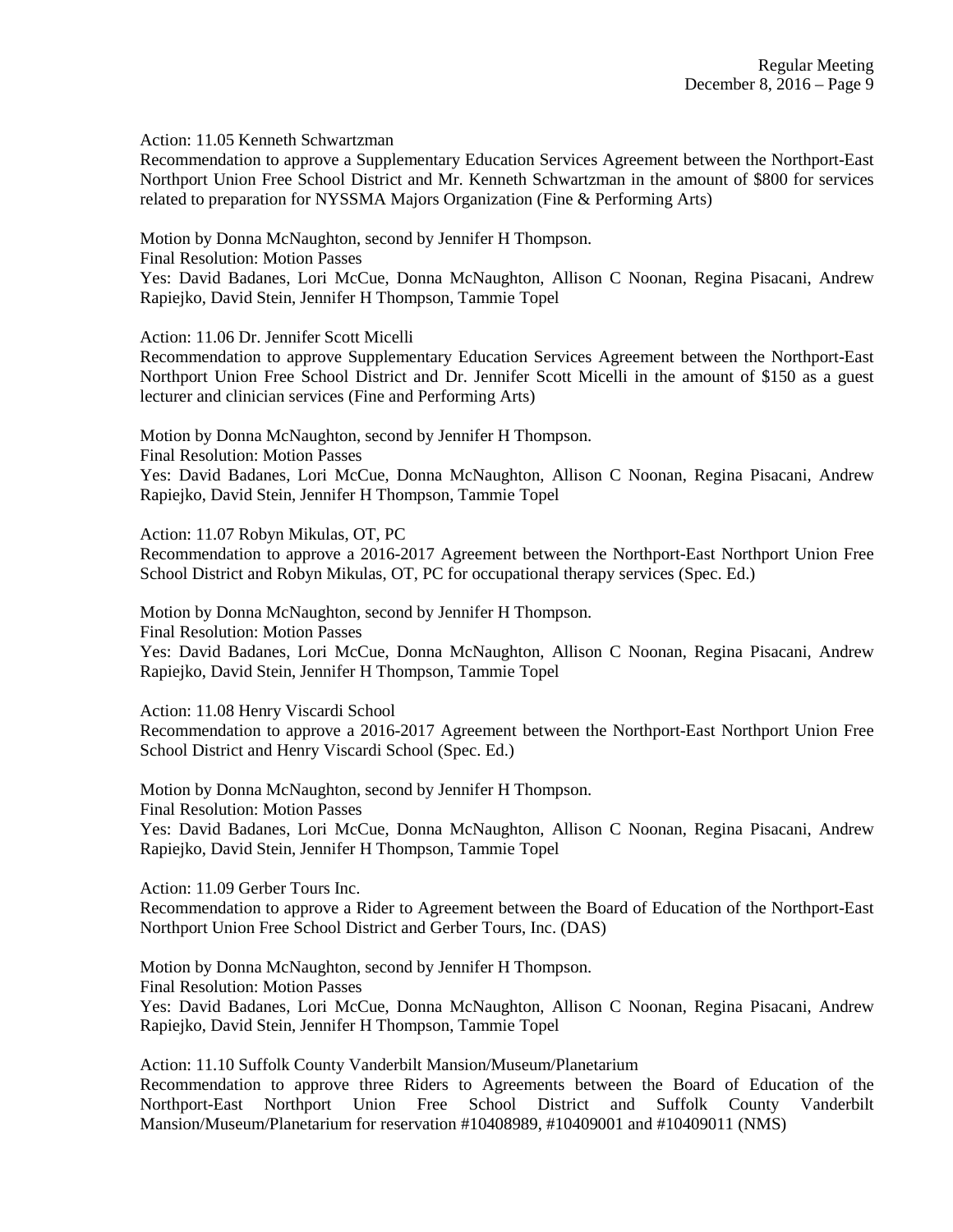Action: 11.05 Kenneth Schwartzman

Recommendation to approve a Supplementary Education Services Agreement between the Northport-East Northport Union Free School District and Mr. Kenneth Schwartzman in the amount of $800 for services related to preparation for NYSSMA Majors Organization (Fine & Performing Arts)

Motion by Donna McNaughton, second by Jennifer H Thompson.
Final Resolution: Motion Passes
Yes: David Badanes, Lori McCue, Donna McNaughton, Allison C Noonan, Regina Pisacani, Andrew Rapiejko, David Stein, Jennifer H Thompson, Tammie Topel

Action: 11.06 Dr. Jennifer Scott Micelli

Recommendation to approve Supplementary Education Services Agreement between the Northport-East Northport Union Free School District and Dr. Jennifer Scott Micelli in the amount of $150 as a guest lecturer and clinician services (Fine and Performing Arts)

Motion by Donna McNaughton, second by Jennifer H Thompson.
Final Resolution: Motion Passes
Yes: David Badanes, Lori McCue, Donna McNaughton, Allison C Noonan, Regina Pisacani, Andrew Rapiejko, David Stein, Jennifer H Thompson, Tammie Topel

Action: 11.07 Robyn Mikulas, OT, PC

Recommendation to approve a 2016-2017 Agreement between the Northport-East Northport Union Free School District and Robyn Mikulas, OT, PC for occupational therapy services (Spec. Ed.)

Motion by Donna McNaughton, second by Jennifer H Thompson.
Final Resolution: Motion Passes
Yes: David Badanes, Lori McCue, Donna McNaughton, Allison C Noonan, Regina Pisacani, Andrew Rapiejko, David Stein, Jennifer H Thompson, Tammie Topel

Action: 11.08 Henry Viscardi School

Recommendation to approve a 2016-2017 Agreement between the Northport-East Northport Union Free School District and Henry Viscardi School (Spec. Ed.)

Motion by Donna McNaughton, second by Jennifer H Thompson.
Final Resolution: Motion Passes
Yes: David Badanes, Lori McCue, Donna McNaughton, Allison C Noonan, Regina Pisacani, Andrew Rapiejko, David Stein, Jennifer H Thompson, Tammie Topel

Action: 11.09 Gerber Tours Inc.

Recommendation to approve a Rider to Agreement between the Board of Education of the Northport-East Northport Union Free School District and Gerber Tours, Inc. (DAS)

Motion by Donna McNaughton, second by Jennifer H Thompson.
Final Resolution: Motion Passes
Yes: David Badanes, Lori McCue, Donna McNaughton, Allison C Noonan, Regina Pisacani, Andrew Rapiejko, David Stein, Jennifer H Thompson, Tammie Topel

Action: 11.10 Suffolk County Vanderbilt Mansion/Museum/Planetarium

Recommendation to approve three Riders to Agreements between the Board of Education of the Northport-East Northport Union Free School District and Suffolk County Vanderbilt Mansion/Museum/Planetarium for reservation #10408989, #10409001 and #10409011 (NMS)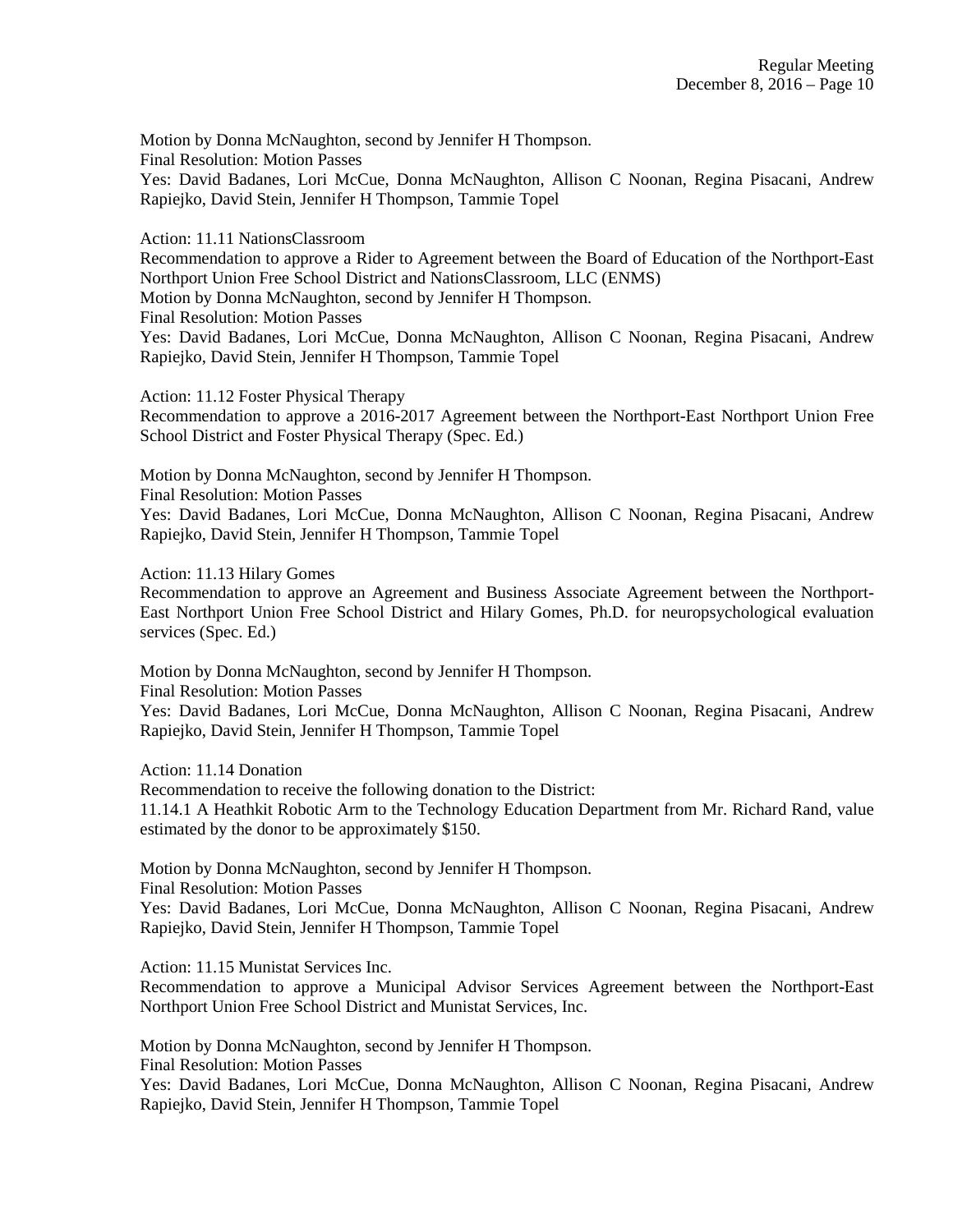Motion by Donna McNaughton, second by Jennifer H Thompson.
Final Resolution: Motion Passes
Yes: David Badanes, Lori McCue, Donna McNaughton, Allison C Noonan, Regina Pisacani, Andrew Rapiejko, David Stein, Jennifer H Thompson, Tammie Topel

Action: 11.11 NationsClassroom
Recommendation to approve a Rider to Agreement between the Board of Education of the Northport-East Northport Union Free School District and NationsClassroom, LLC (ENMS)
Motion by Donna McNaughton, second by Jennifer H Thompson.
Final Resolution: Motion Passes
Yes: David Badanes, Lori McCue, Donna McNaughton, Allison C Noonan, Regina Pisacani, Andrew Rapiejko, David Stein, Jennifer H Thompson, Tammie Topel

Action: 11.12 Foster Physical Therapy
Recommendation to approve a 2016-2017 Agreement between the Northport-East Northport Union Free School District and Foster Physical Therapy (Spec. Ed.)

Motion by Donna McNaughton, second by Jennifer H Thompson.
Final Resolution: Motion Passes
Yes: David Badanes, Lori McCue, Donna McNaughton, Allison C Noonan, Regina Pisacani, Andrew Rapiejko, David Stein, Jennifer H Thompson, Tammie Topel

Action: 11.13 Hilary Gomes
Recommendation to approve an Agreement and Business Associate Agreement between the Northport-East Northport Union Free School District and Hilary Gomes, Ph.D. for neuropsychological evaluation services (Spec. Ed.)

Motion by Donna McNaughton, second by Jennifer H Thompson.
Final Resolution: Motion Passes
Yes: David Badanes, Lori McCue, Donna McNaughton, Allison C Noonan, Regina Pisacani, Andrew Rapiejko, David Stein, Jennifer H Thompson, Tammie Topel

Action: 11.14 Donation
Recommendation to receive the following donation to the District:
11.14.1 A Heathkit Robotic Arm to the Technology Education Department from Mr. Richard Rand, value estimated by the donor to be approximately $150.

Motion by Donna McNaughton, second by Jennifer H Thompson.
Final Resolution: Motion Passes
Yes: David Badanes, Lori McCue, Donna McNaughton, Allison C Noonan, Regina Pisacani, Andrew Rapiejko, David Stein, Jennifer H Thompson, Tammie Topel

Action: 11.15 Munistat Services Inc.
Recommendation to approve a Municipal Advisor Services Agreement between the Northport-East Northport Union Free School District and Munistat Services, Inc.

Motion by Donna McNaughton, second by Jennifer H Thompson.
Final Resolution: Motion Passes
Yes: David Badanes, Lori McCue, Donna McNaughton, Allison C Noonan, Regina Pisacani, Andrew Rapiejko, David Stein, Jennifer H Thompson, Tammie Topel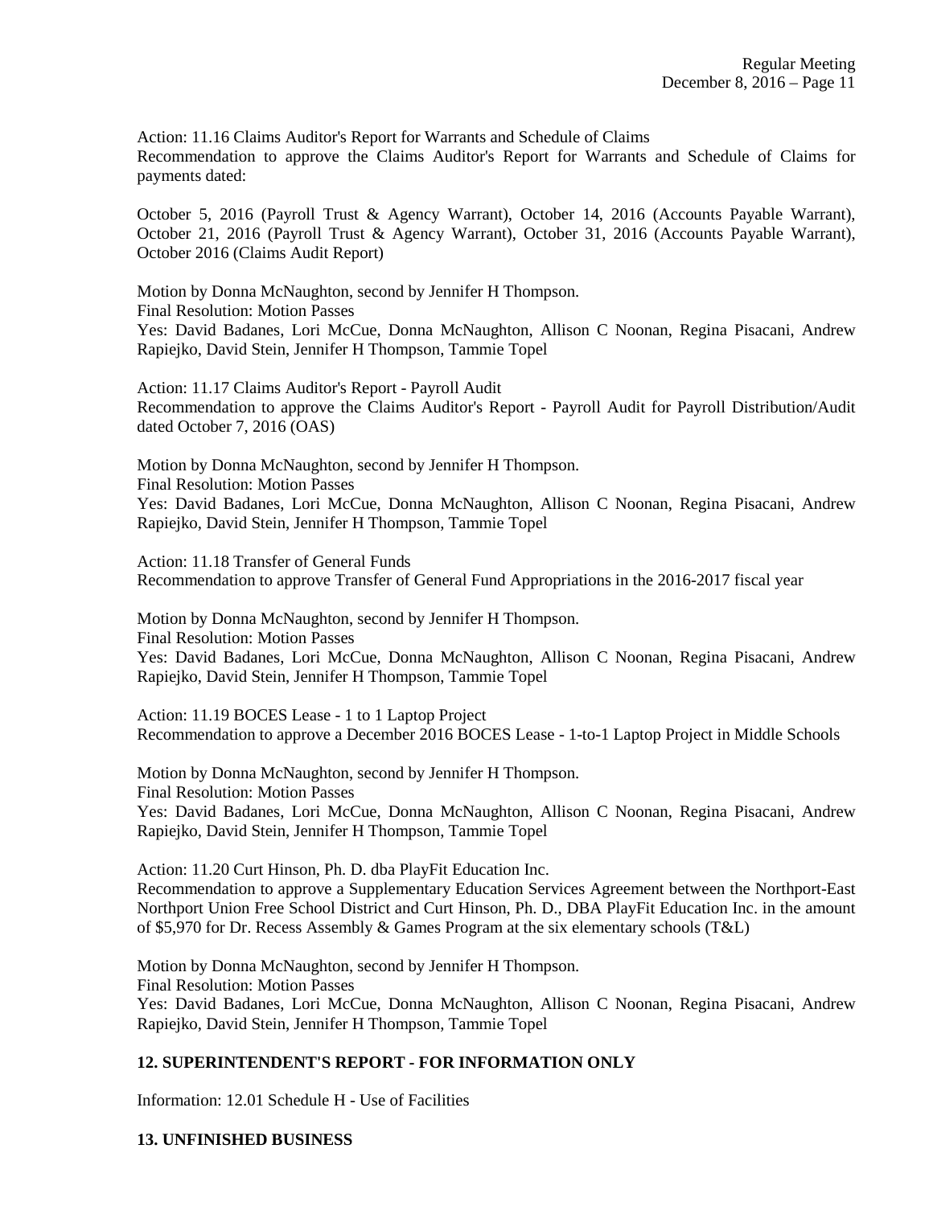Action: 11.16 Claims Auditor's Report for Warrants and Schedule of Claims
Recommendation to approve the Claims Auditor's Report for Warrants and Schedule of Claims for payments dated:

October 5, 2016 (Payroll Trust & Agency Warrant), October 14, 2016 (Accounts Payable Warrant), October 21, 2016 (Payroll Trust & Agency Warrant), October 31, 2016 (Accounts Payable Warrant), October 2016 (Claims Audit Report)

Motion by Donna McNaughton, second by Jennifer H Thompson.
Final Resolution: Motion Passes
Yes: David Badanes, Lori McCue, Donna McNaughton, Allison C Noonan, Regina Pisacani, Andrew Rapiejko, David Stein, Jennifer H Thompson, Tammie Topel

Action: 11.17 Claims Auditor's Report - Payroll Audit
Recommendation to approve the Claims Auditor's Report - Payroll Audit for Payroll Distribution/Audit dated October 7, 2016 (OAS)

Motion by Donna McNaughton, second by Jennifer H Thompson.
Final Resolution: Motion Passes
Yes: David Badanes, Lori McCue, Donna McNaughton, Allison C Noonan, Regina Pisacani, Andrew Rapiejko, David Stein, Jennifer H Thompson, Tammie Topel

Action: 11.18 Transfer of General Funds
Recommendation to approve Transfer of General Fund Appropriations in the 2016-2017 fiscal year

Motion by Donna McNaughton, second by Jennifer H Thompson.
Final Resolution: Motion Passes
Yes: David Badanes, Lori McCue, Donna McNaughton, Allison C Noonan, Regina Pisacani, Andrew Rapiejko, David Stein, Jennifer H Thompson, Tammie Topel

Action: 11.19 BOCES Lease - 1 to 1 Laptop Project
Recommendation to approve a December 2016 BOCES Lease - 1-to-1 Laptop Project in Middle Schools

Motion by Donna McNaughton, second by Jennifer H Thompson.
Final Resolution: Motion Passes
Yes: David Badanes, Lori McCue, Donna McNaughton, Allison C Noonan, Regina Pisacani, Andrew Rapiejko, David Stein, Jennifer H Thompson, Tammie Topel

Action: 11.20 Curt Hinson, Ph. D. dba PlayFit Education Inc.
Recommendation to approve a Supplementary Education Services Agreement between the Northport-East Northport Union Free School District and Curt Hinson, Ph. D., DBA PlayFit Education Inc. in the amount of $5,970 for Dr. Recess Assembly & Games Program at the six elementary schools (T&L)

Motion by Donna McNaughton, second by Jennifer H Thompson.
Final Resolution: Motion Passes
Yes: David Badanes, Lori McCue, Donna McNaughton, Allison C Noonan, Regina Pisacani, Andrew Rapiejko, David Stein, Jennifer H Thompson, Tammie Topel

**12. SUPERINTENDENT'S REPORT - FOR INFORMATION ONLY**

Information: 12.01 Schedule H - Use of Facilities

**13. UNFINISHED BUSINESS**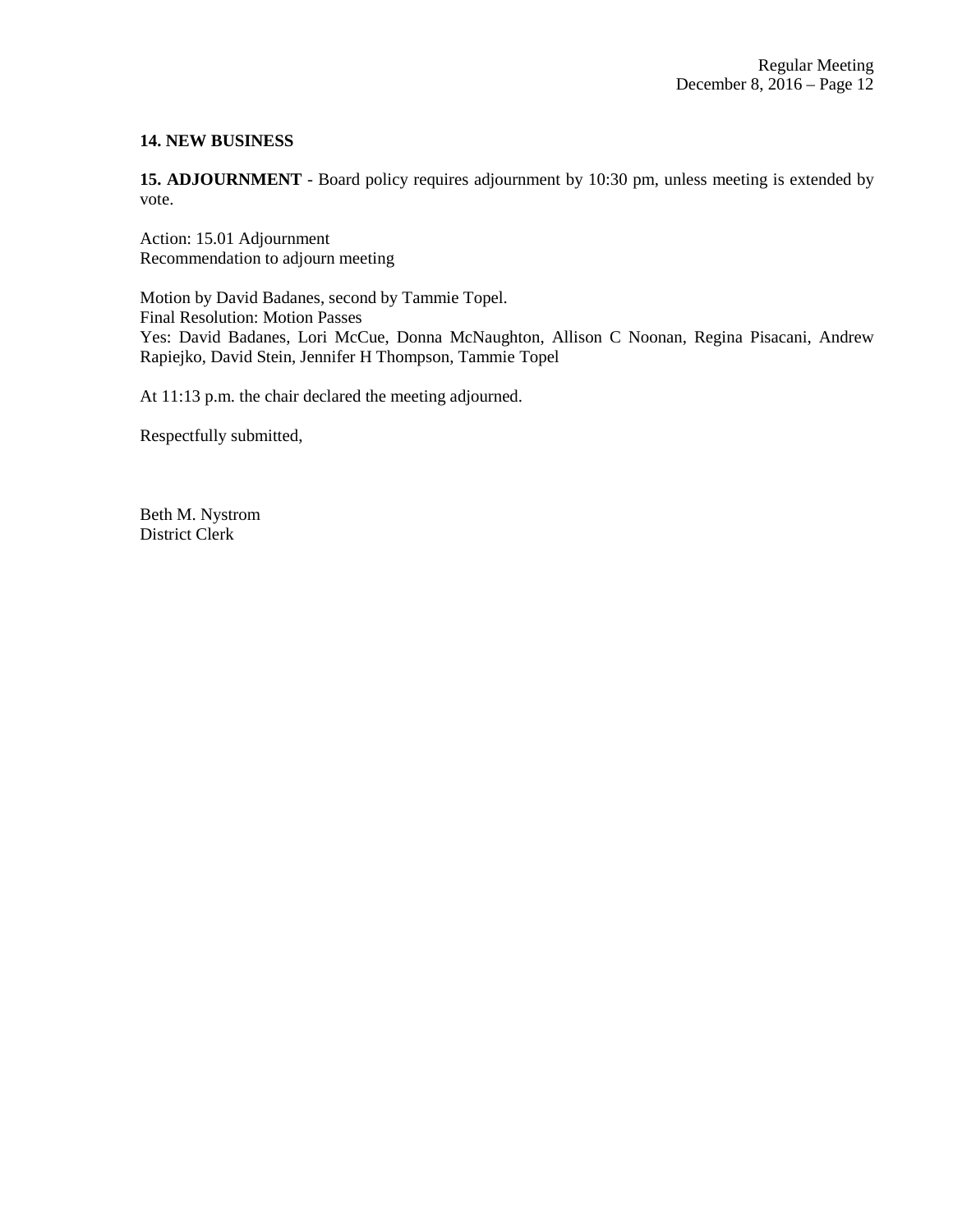**14. NEW BUSINESS**

**15. ADJOURNMENT** - Board policy requires adjournment by 10:30 pm, unless meeting is extended by vote.

Action: 15.01 Adjournment
Recommendation to adjourn meeting

Motion by David Badanes, second by Tammie Topel.
Final Resolution: Motion Passes
Yes: David Badanes, Lori McCue, Donna McNaughton, Allison C Noonan, Regina Pisacani, Andrew Rapiejko, David Stein, Jennifer H Thompson, Tammie Topel

At 11:13 p.m. the chair declared the meeting adjourned.

Respectfully submitted,

Beth M. Nystrom
District Clerk